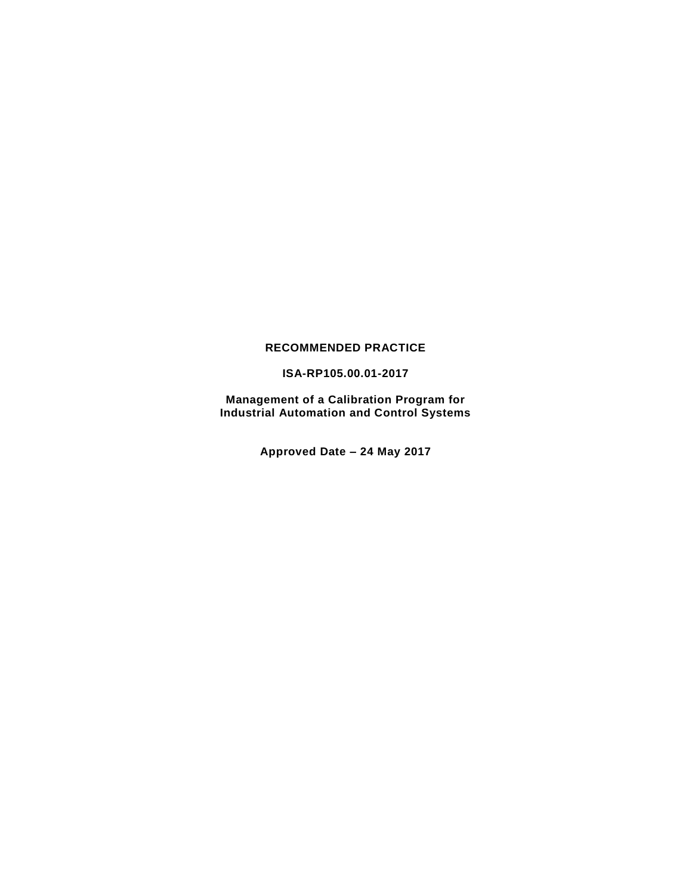**RECOMMENDED PRACTICE**

**ISA-RP105.00.01-2017**

**Management of a Calibration Program for Industrial Automation and Control Systems**

**Approved Date – 24 May 2017**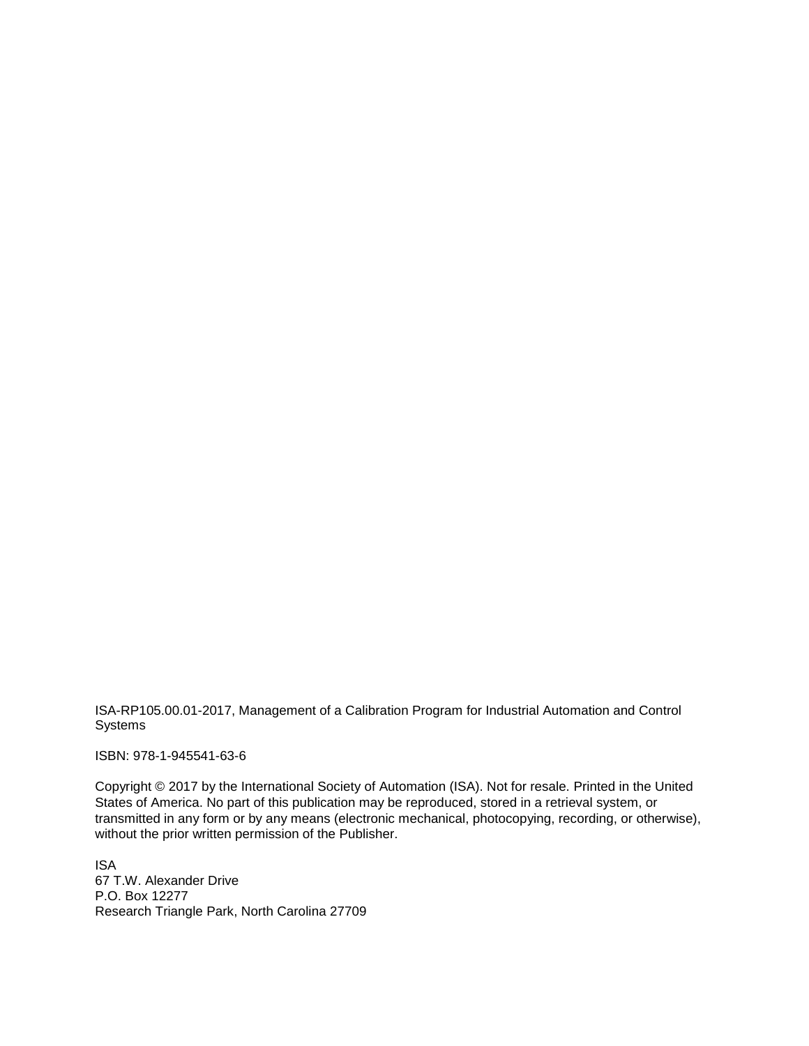ISA-RP105.00.01-2017, Management of a Calibration Program for Industrial Automation and Control Systems

ISBN: 978-1-945541-63-6

Copyright © 2017 by the International Society of Automation (ISA). Not for resale. Printed in the United States of America. No part of this publication may be reproduced, stored in a retrieval system, or transmitted in any form or by any means (electronic mechanical, photocopying, recording, or otherwise), without the prior written permission of the Publisher.

ISA
67 T.W. Alexander Drive
P.O. Box 12277
Research Triangle Park, North Carolina 27709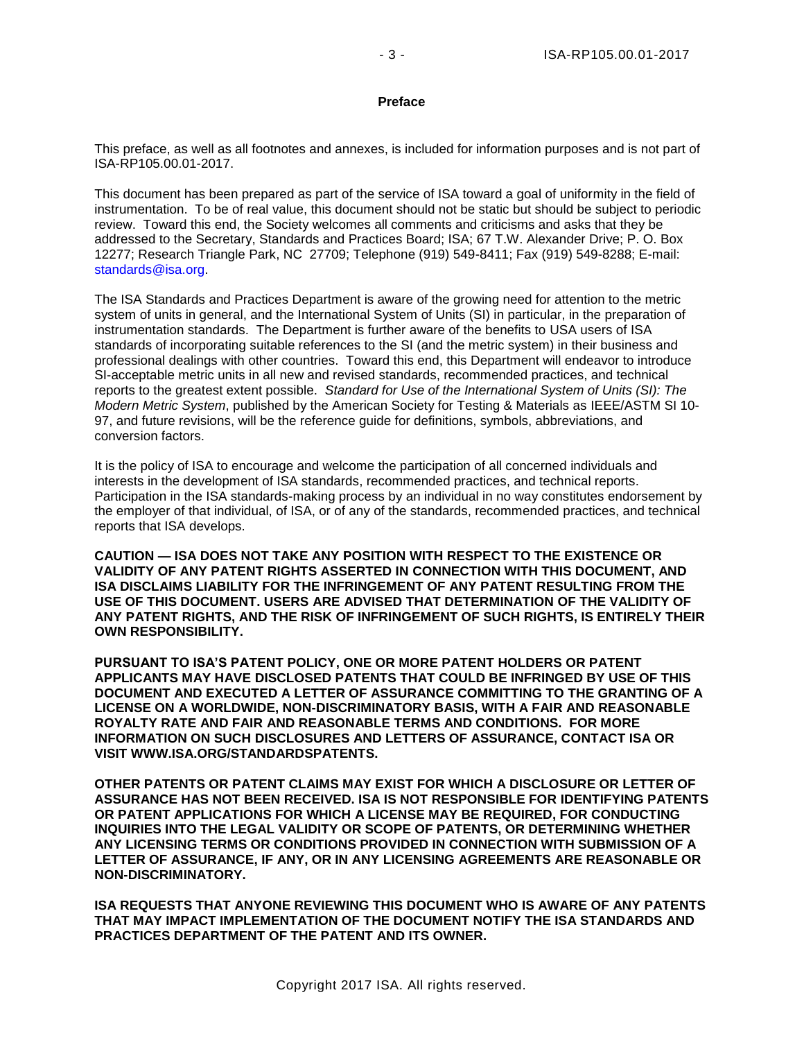## Preface

This preface, as well as all footnotes and annexes, is included for information purposes and is not part of ISA-RP105.00.01-2017.

This document has been prepared as part of the service of ISA toward a goal of uniformity in the field of instrumentation. To be of real value, this document should not be static but should be subject to periodic review. Toward this end, the Society welcomes all comments and criticisms and asks that they be addressed to the Secretary, Standards and Practices Board; ISA; 67 T.W. Alexander Drive; P. O. Box 12277; Research Triangle Park, NC 27709; Telephone (919) 549-8411; Fax (919) 549-8288; E-mail: standards@isa.org.

The ISA Standards and Practices Department is aware of the growing need for attention to the metric system of units in general, and the International System of Units (SI) in particular, in the preparation of instrumentation standards. The Department is further aware of the benefits to USA users of ISA standards of incorporating suitable references to the SI (and the metric system) in their business and professional dealings with other countries. Toward this end, this Department will endeavor to introduce SI-acceptable metric units in all new and revised standards, recommended practices, and technical reports to the greatest extent possible. *Standard for Use of the International System of Units (SI): The Modern Metric System*, published by the American Society for Testing & Materials as IEEE/ASTM SI 10-97, and future revisions, will be the reference guide for definitions, symbols, abbreviations, and conversion factors.

It is the policy of ISA to encourage and welcome the participation of all concerned individuals and interests in the development of ISA standards, recommended practices, and technical reports. Participation in the ISA standards-making process by an individual in no way constitutes endorsement by the employer of that individual, of ISA, or of any of the standards, recommended practices, and technical reports that ISA develops.

**CAUTION — ISA DOES NOT TAKE ANY POSITION WITH RESPECT TO THE EXISTENCE OR VALIDITY OF ANY PATENT RIGHTS ASSERTED IN CONNECTION WITH THIS DOCUMENT, AND ISA DISCLAIMS LIABILITY FOR THE INFRINGEMENT OF ANY PATENT RESULTING FROM THE USE OF THIS DOCUMENT. USERS ARE ADVISED THAT DETERMINATION OF THE VALIDITY OF ANY PATENT RIGHTS, AND THE RISK OF INFRINGEMENT OF SUCH RIGHTS, IS ENTIRELY THEIR OWN RESPONSIBILITY.**

**PURSUANT TO ISA'S PATENT POLICY, ONE OR MORE PATENT HOLDERS OR PATENT APPLICANTS MAY HAVE DISCLOSED PATENTS THAT COULD BE INFRINGED BY USE OF THIS DOCUMENT AND EXECUTED A LETTER OF ASSURANCE COMMITTING TO THE GRANTING OF A LICENSE ON A WORLDWIDE, NON-DISCRIMINATORY BASIS, WITH A FAIR AND REASONABLE ROYALTY RATE AND FAIR AND REASONABLE TERMS AND CONDITIONS. FOR MORE INFORMATION ON SUCH DISCLOSURES AND LETTERS OF ASSURANCE, CONTACT ISA OR VISIT WWW.ISA.ORG/STANDARDSPATENTS.**

**OTHER PATENTS OR PATENT CLAIMS MAY EXIST FOR WHICH A DISCLOSURE OR LETTER OF ASSURANCE HAS NOT BEEN RECEIVED. ISA IS NOT RESPONSIBLE FOR IDENTIFYING PATENTS OR PATENT APPLICATIONS FOR WHICH A LICENSE MAY BE REQUIRED, FOR CONDUCTING INQUIRIES INTO THE LEGAL VALIDITY OR SCOPE OF PATENTS, OR DETERMINING WHETHER ANY LICENSING TERMS OR CONDITIONS PROVIDED IN CONNECTION WITH SUBMISSION OF A LETTER OF ASSURANCE, IF ANY, OR IN ANY LICENSING AGREEMENTS ARE REASONABLE OR NON-DISCRIMINATORY.**

**ISA REQUESTS THAT ANYONE REVIEWING THIS DOCUMENT WHO IS AWARE OF ANY PATENTS THAT MAY IMPACT IMPLEMENTATION OF THE DOCUMENT NOTIFY THE ISA STANDARDS AND PRACTICES DEPARTMENT OF THE PATENT AND ITS OWNER.**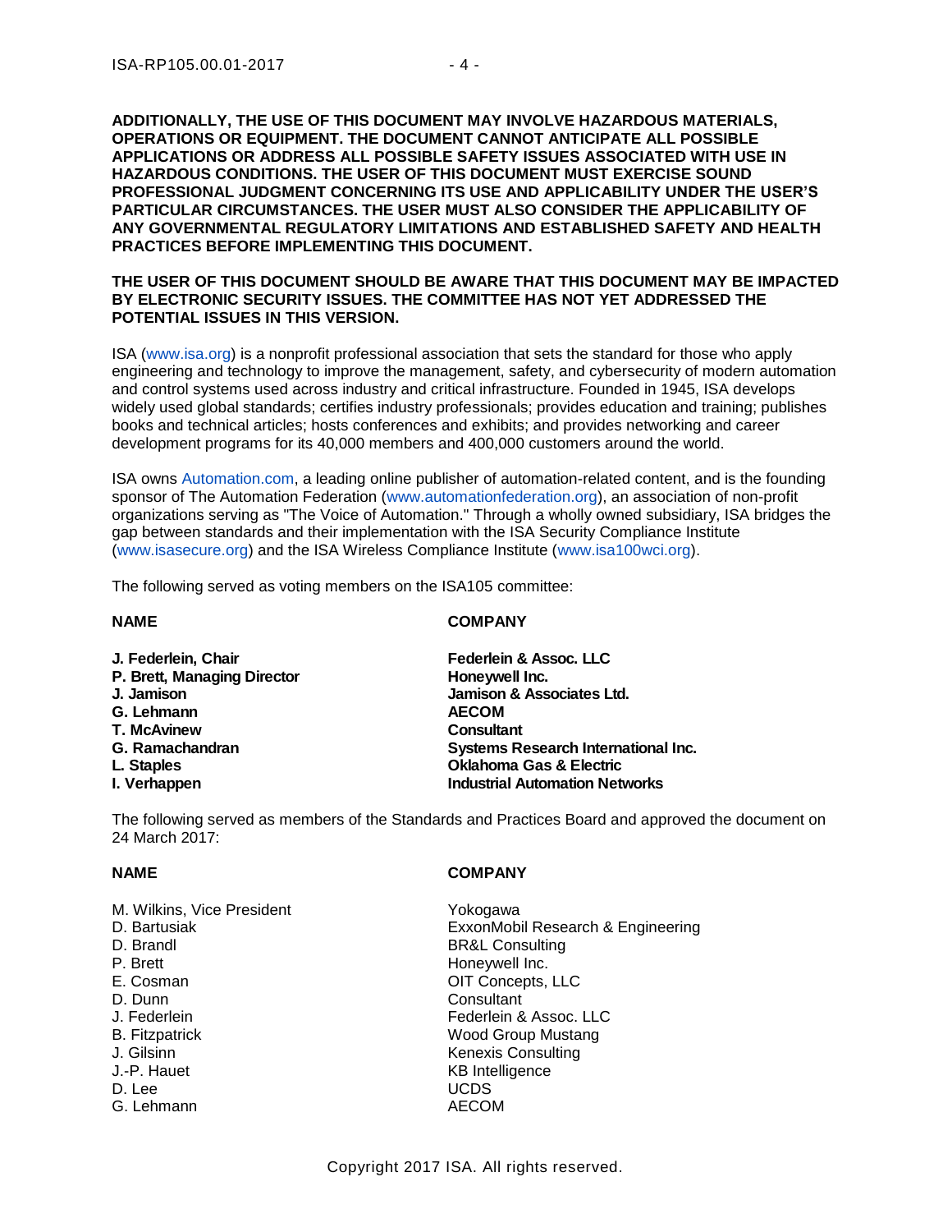**ADDITIONALLY, THE USE OF THIS DOCUMENT MAY INVOLVE HAZARDOUS MATERIALS, OPERATIONS OR EQUIPMENT. THE DOCUMENT CANNOT ANTICIPATE ALL POSSIBLE APPLICATIONS OR ADDRESS ALL POSSIBLE SAFETY ISSUES ASSOCIATED WITH USE IN HAZARDOUS CONDITIONS. THE USER OF THIS DOCUMENT MUST EXERCISE SOUND PROFESSIONAL JUDGMENT CONCERNING ITS USE AND APPLICABILITY UNDER THE USER'S PARTICULAR CIRCUMSTANCES. THE USER MUST ALSO CONSIDER THE APPLICABILITY OF ANY GOVERNMENTAL REGULATORY LIMITATIONS AND ESTABLISHED SAFETY AND HEALTH PRACTICES BEFORE IMPLEMENTING THIS DOCUMENT.**

**THE USER OF THIS DOCUMENT SHOULD BE AWARE THAT THIS DOCUMENT MAY BE IMPACTED BY ELECTRONIC SECURITY ISSUES. THE COMMITTEE HAS NOT YET ADDRESSED THE POTENTIAL ISSUES IN THIS VERSION.**

ISA (www.isa.org) is a nonprofit professional association that sets the standard for those who apply engineering and technology to improve the management, safety, and cybersecurity of modern automation and control systems used across industry and critical infrastructure. Founded in 1945, ISA develops widely used global standards; certifies industry professionals; provides education and training; publishes books and technical articles; hosts conferences and exhibits; and provides networking and career development programs for its 40,000 members and 400,000 customers around the world.

ISA owns Automation.com, a leading online publisher of automation-related content, and is the founding sponsor of The Automation Federation (www.automationfederation.org), an association of non-profit organizations serving as "The Voice of Automation." Through a wholly owned subsidiary, ISA bridges the gap between standards and their implementation with the ISA Security Compliance Institute (www.isasecure.org) and the ISA Wireless Compliance Institute (www.isa100wci.org).

The following served as voting members on the ISA105 committee:

| **NAME** | **COMPANY** |
|---|---|
| **J. Federlein, Chair** | **Federlein & Assoc. LLC** |
| **P. Brett, Managing Director** | **Honeywell Inc.** |
| **J. Jamison** | **Jamison & Associates Ltd.** |
| **G. Lehmann** | **AECOM** |
| **T. McAvinew** | **Consultant** |
| **G. Ramachandran** | **Systems Research International Inc.** |
| **L. Staples** | **Oklahoma Gas & Electric** |
| **I. Verhappen** | **Industrial Automation Networks** |

The following served as members of the Standards and Practices Board and approved the document on 24 March 2017:

| **NAME** | **COMPANY** |
|---|---|
| M. Wilkins, Vice President | Yokogawa |
| D. Bartusiak | ExxonMobil Research & Engineering |
| D. Brandl | BR&L Consulting |
| P. Brett | Honeywell Inc. |
| E. Cosman | OIT Concepts, LLC |
| D. Dunn | Consultant |
| J. Federlein | Federlein & Assoc. LLC |
| B. Fitzpatrick | Wood Group Mustang |
| J. Gilsinn | Kenexis Consulting |
| J.-P. Hauet | KB Intelligence |
| D. Lee | UCDS |
| G. Lehmann | AECOM |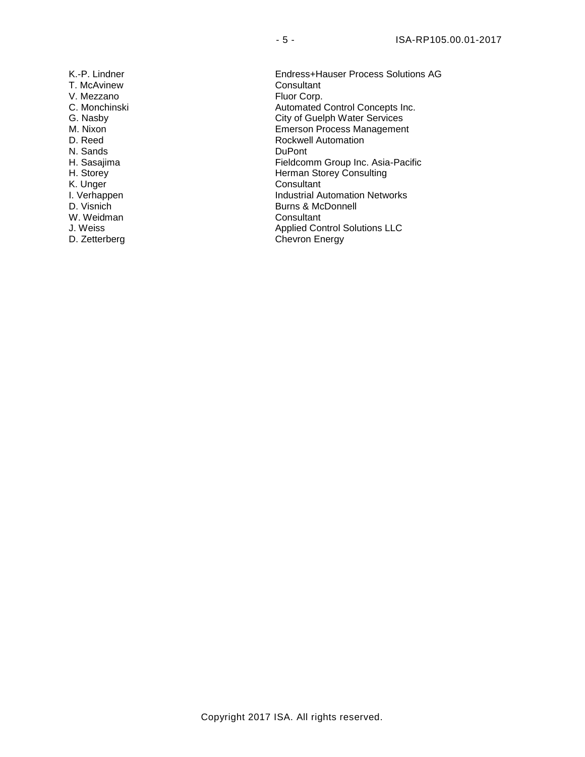| | |
|---|---|
| K.-P. Lindner | Endress+Hauser Process Solutions AG |
| T. McAvinew | Consultant |
| V. Mezzano | Fluor Corp. |
| C. Monchinski | Automated Control Concepts Inc. |
| G. Nasby | City of Guelph Water Services |
| M. Nixon | Emerson Process Management |
| D. Reed | Rockwell Automation |
| N. Sands | DuPont |
| H. Sasajima | Fieldcomm Group Inc. Asia-Pacific |
| H. Storey | Herman Storey Consulting |
| K. Unger | Consultant |
| I. Verhappen | Industrial Automation Networks |
| D. Visnich | Burns & McDonnell |
| W. Weidman | Consultant |
| J. Weiss | Applied Control Solutions LLC |
| D. Zetterberg | Chevron Energy |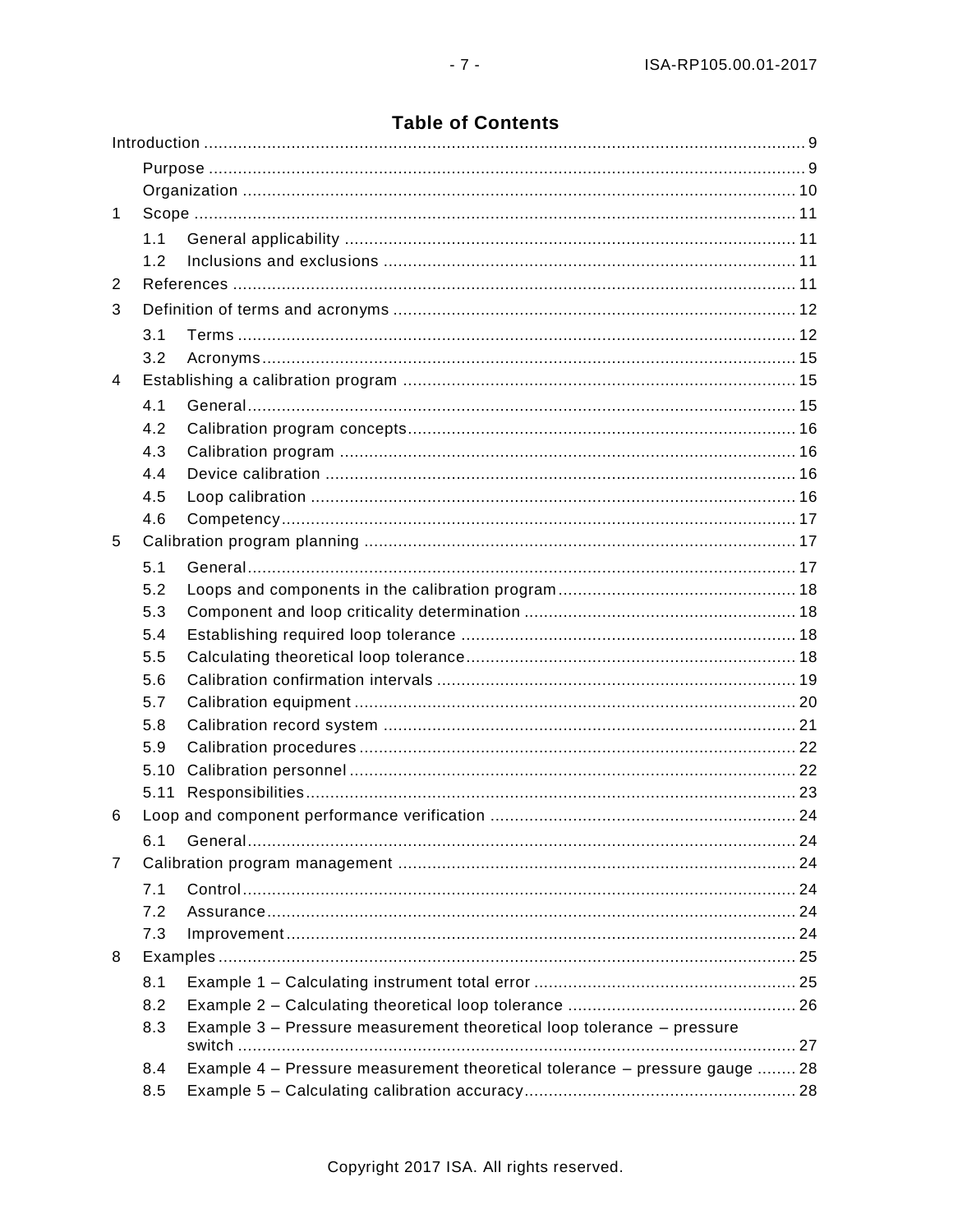# Table of Contents

Introduction ........................................................................................................................ 9

- Purpose ........................................................................................................................ 9
- Organization ................................................................................................................ 10

1 Scope ........................................................................................................................ 11

- 1.1 General applicability ............................................................................................ 11
- 1.2 Inclusions and exclusions .................................................................................... 11

2 References ................................................................................................................ 11

3 Definition of terms and acronyms ............................................................................. 12

- 3.1 Terms .................................................................................................................. 12
- 3.2 Acronyms ............................................................................................................. 15

4 Establishing a calibration program ............................................................................ 15

- 4.1 General ................................................................................................................ 15
- 4.2 Calibration program concepts ............................................................................... 16
- 4.3 Calibration program ............................................................................................. 16
- 4.4 Device calibration ................................................................................................ 16
- 4.5 Loop calibration ................................................................................................... 16
- 4.6 Competency ......................................................................................................... 17

5 Calibration program planning ................................................................................... 17

- 5.1 General ................................................................................................................ 17
- 5.2 Loops and components in the calibration program ................................................ 18
- 5.3 Component and loop criticality determination ....................................................... 18
- 5.4 Establishing required loop tolerance .................................................................... 18
- 5.5 Calculating theoretical loop tolerance ................................................................... 18
- 5.6 Calibration confirmation intervals ......................................................................... 19
- 5.7 Calibration equipment .......................................................................................... 20
- 5.8 Calibration record system .................................................................................... 21
- 5.9 Calibration procedures ......................................................................................... 22
- 5.10 Calibration personnel ........................................................................................... 22
- 5.11 Responsibilities .................................................................................................... 23

6 Loop and component performance verification ......................................................... 24

- 6.1 General ................................................................................................................ 24

7 Calibration program management ............................................................................. 24

- 7.1 Control ................................................................................................................. 24
- 7.2 Assurance ............................................................................................................ 24
- 7.3 Improvement ........................................................................................................ 24

8 Examples .................................................................................................................. 25

- 8.1 Example 1 – Calculating instrument total error ..................................................... 25
- 8.2 Example 2 – Calculating theoretical loop tolerance ............................................... 26
- 8.3 Example 3 – Pressure measurement theoretical loop tolerance – pressure switch ... 27
- 8.4 Example 4 – Pressure measurement theoretical tolerance – pressure gauge ........ 28
- 8.5 Example 5 – Calculating calibration accuracy ........................................................ 28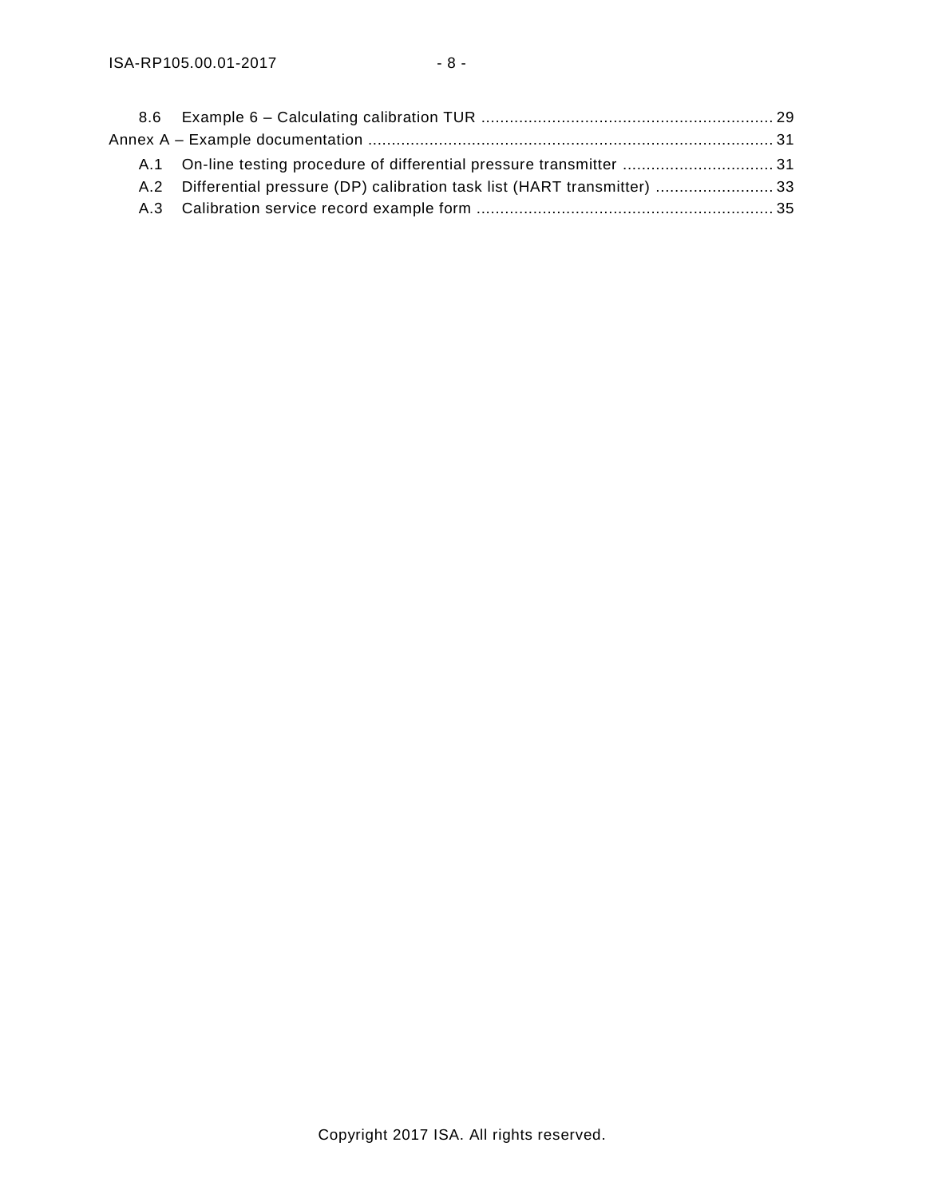8.6 Example 6 – Calculating calibration TUR ............................................................. 29

Annex A – Example documentation ..................................................................................... 31

A.1 On-line testing procedure of differential pressure transmitter ................................ 31

A.2 Differential pressure (DP) calibration task list (HART transmitter) ......................... 33

A.3 Calibration service record example form .............................................................. 35